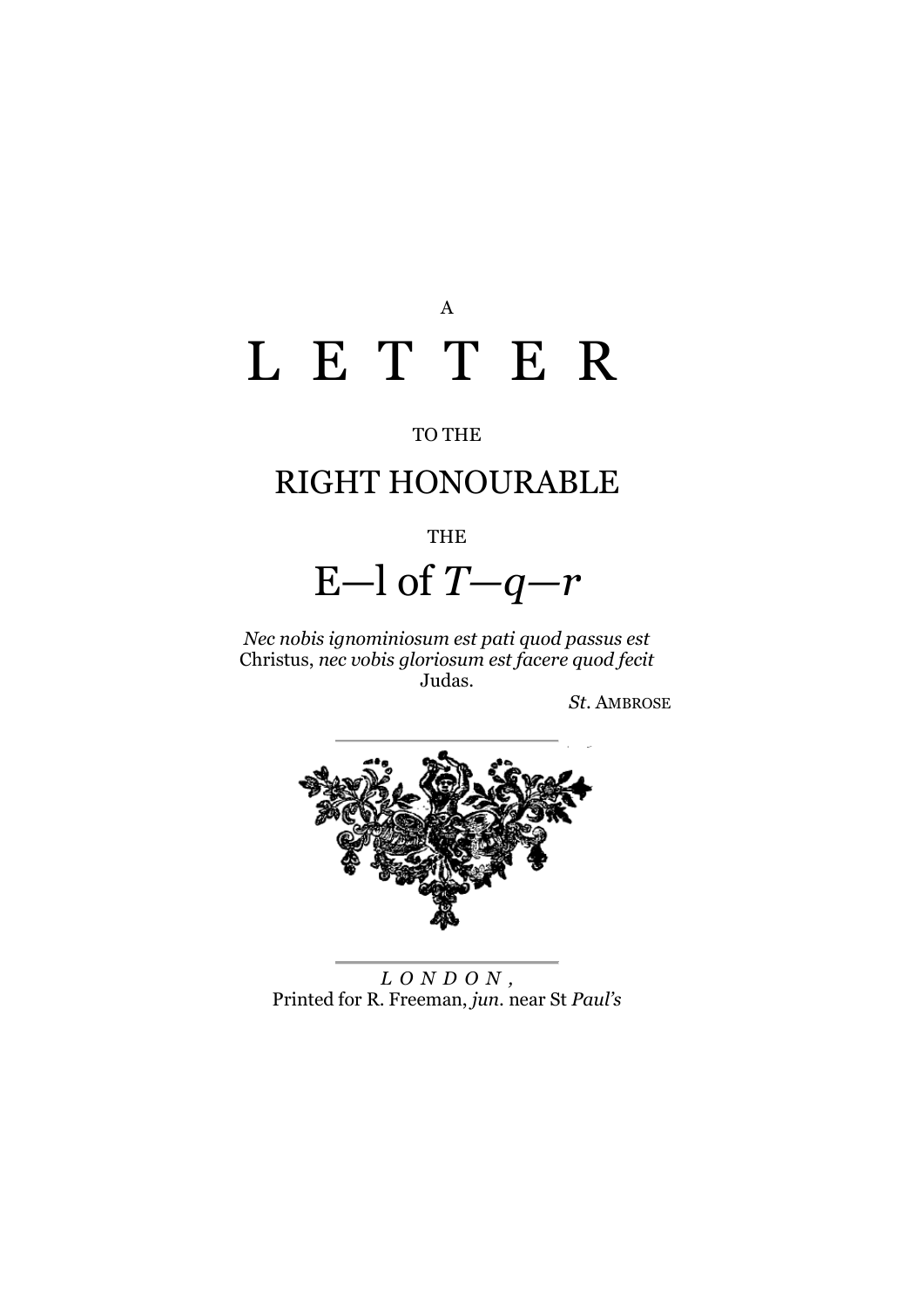A

# LETTER

TO THE

## RIGHT HONOURABLE

THE

## E—l of *T—q—r*

*Nec nobis ignominiosum est pati quod passus est* Christus, *nec vobis gloriosum est facere quod fecit* Judas.

*St*. AMBROSE

*LONDON,*
Printed for R. Freeman, *jun*. near St *Paul's*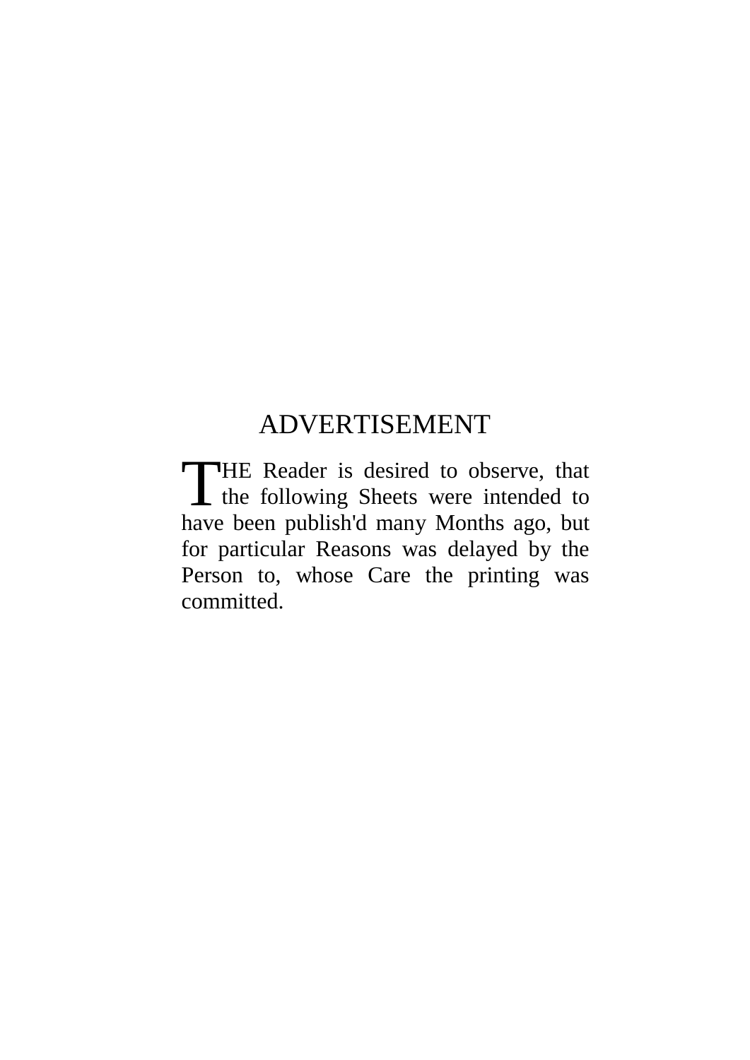## ADVERTISEMENT

THE Reader is desired to observe, that the following Sheets were intended to have been publish'd many Months ago, but for particular Reasons was delayed by the Person to, whose Care the printing was committed.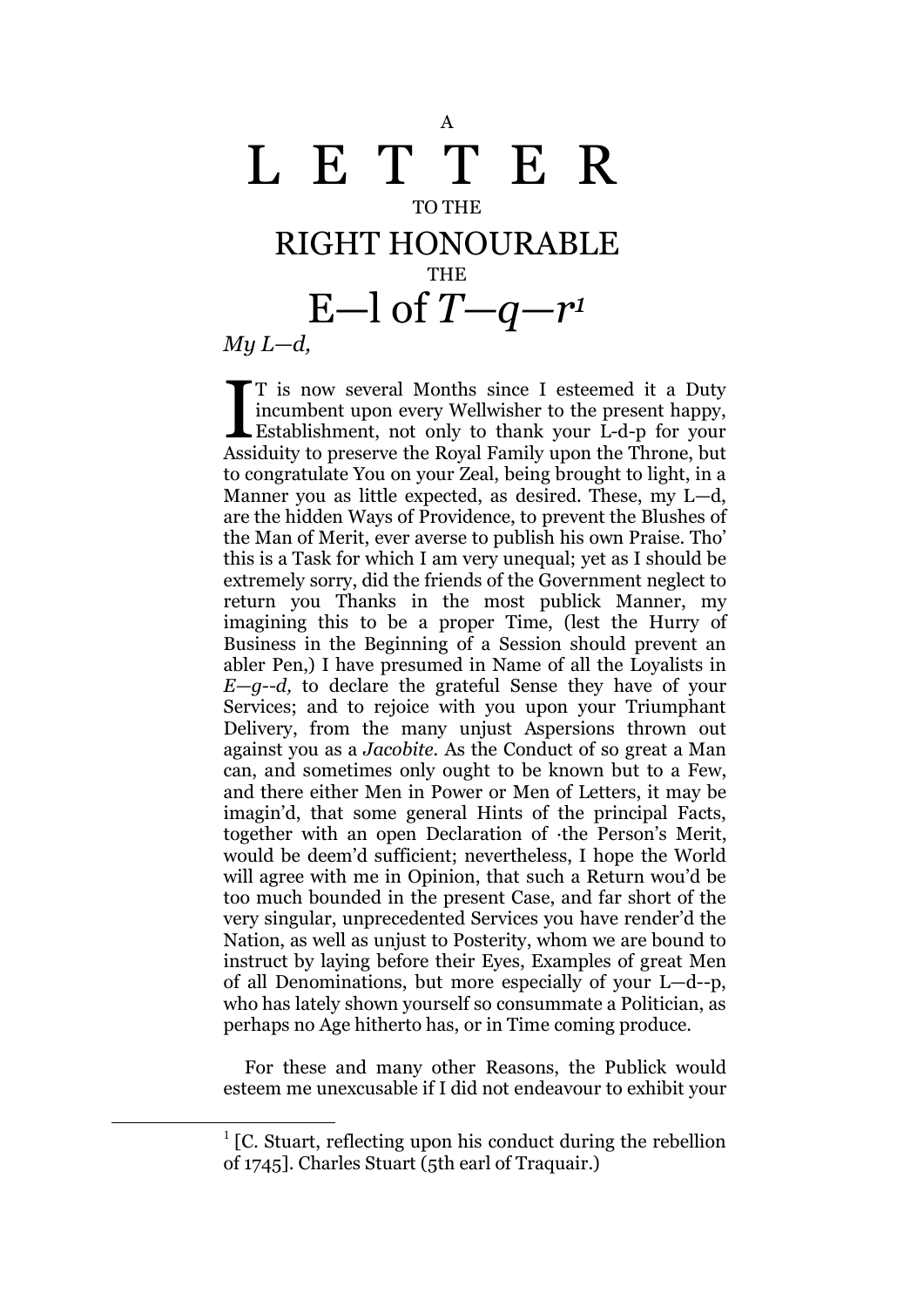A

# L E T T E R

TO THE

# RIGHT HONOURABLE

THE

# E—l of *T—q—r*[1]

*My L—d,*

IT is now several Months since I esteemed it a Duty incumbent upon every Wellwisher to the present happy, Establishment, not only to thank your L-d-p for your Assiduity to preserve the Royal Family upon the Throne, but to congratulate You on your Zeal, being brought to light, in a Manner you as little expected, as desired. These, my L—d, are the hidden Ways of Providence, to prevent the Blushes of the Man of Merit, ever averse to publish his own Praise. Tho' this is a Task for which I am very unequal; yet as I should be extremely sorry, did the friends of the Government neglect to return you Thanks in the most publick Manner, my imagining this to be a proper Time, (lest the Hurry of Business in the Beginning of a Session should prevent an abler Pen,) I have presumed in Name of all the Loyalists in *E—g--d,* to declare the grateful Sense they have of your Services; and to rejoice with you upon your Triumphant Delivery, from the many unjust Aspersions thrown out against you as a *Jacobite.* As the Conduct of so great a Man can, and sometimes only ought to be known but to a Few, and there either Men in Power or Men of Letters, it may be imagin'd, that some general Hints of the principal Facts, together with an open Declaration of ·the Person's Merit, would be deem'd sufficient; nevertheless, I hope the World will agree with me in Opinion, that such a Return wou'd be too much bounded in the present Case, and far short of the very singular, unprecedented Services you have render'd the Nation, as well as unjust to Posterity, whom we are bound to instruct by laying before their Eyes, Examples of great Men of all Denominations, but more especially of your L—d--p, who has lately shown yourself so consummate a Politician, as perhaps no Age hitherto has, or in Time coming produce.

For these and many other Reasons, the Publick would esteem me unexcusable if I did not endeavour to exhibit your

[1] [C. Stuart, reflecting upon his conduct during the rebellion of 1745]. Charles Stuart (5th earl of Traquair.)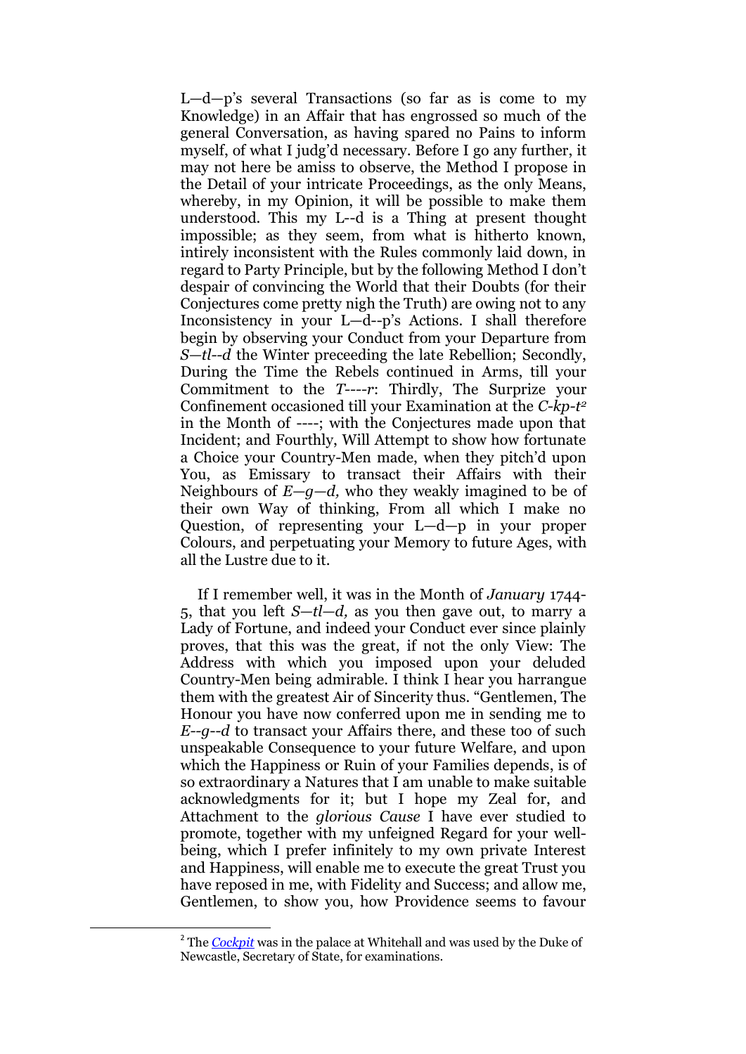L—d—p's several Transactions (so far as is come to my Knowledge) in an Affair that has engrossed so much of the general Conversation, as having spared no Pains to inform myself, of what I judg'd necessary. Before I go any further, it may not here be amiss to observe, the Method I propose in the Detail of your intricate Proceedings, as the only Means, whereby, in my Opinion, it will be possible to make them understood. This my L--d is a Thing at present thought impossible; as they seem, from what is hitherto known, intirely inconsistent with the Rules commonly laid down, in regard to Party Principle, but by the following Method I don't despair of convincing the World that their Doubts (for their Conjectures come pretty nigh the Truth) are owing not to any Inconsistency in your L—d--p's Actions. I shall therefore begin by observing your Conduct from your Departure from *S—tl--d* the Winter preceeding the late Rebellion; Secondly, During the Time the Rebels continued in Arms, till your Commitment to the *T----r*: Thirdly, The Surprize your Confinement occasioned till your Examination at the *C-kp-t*[2] in the Month of ----; with the Conjectures made upon that Incident; and Fourthly, Will Attempt to show how fortunate a Choice your Country-Men made, when they pitch'd upon You, as Emissary to transact their Affairs with their Neighbours of *E—g—d,* who they weakly imagined to be of their own Way of thinking, From all which I make no Question, of representing your L—d—p in your proper Colours, and perpetuating your Memory to future Ages, with all the Lustre due to it.

If I remember well, it was in the Month of *January* 1744-5, that you left *S—tl—d,* as you then gave out, to marry a Lady of Fortune, and indeed your Conduct ever since plainly proves, that this was the great, if not the only View: The Address with which you imposed upon your deluded Country-Men being admirable. I think I hear you harrangue them with the greatest Air of Sincerity thus. "Gentlemen, The Honour you have now conferred upon me in sending me to *E--g--d* to transact your Affairs there, and these too of such unspeakable Consequence to your future Welfare, and upon which the Happiness or Ruin of your Families depends, is of so extraordinary a Natures that I am unable to make suitable acknowledgments for it; but I hope my Zeal for, and Attachment to the *glorious Cause* I have ever studied to promote, together with my unfeigned Regard for your well-being, which I prefer infinitely to my own private Interest and Happiness, will enable me to execute the great Trust you have reposed in me, with Fidelity and Success; and allow me, Gentlemen, to show you, how Providence seems to favour

[2] The *Cockpit* was in the palace at Whitehall and was used by the Duke of Newcastle, Secretary of State, for examinations.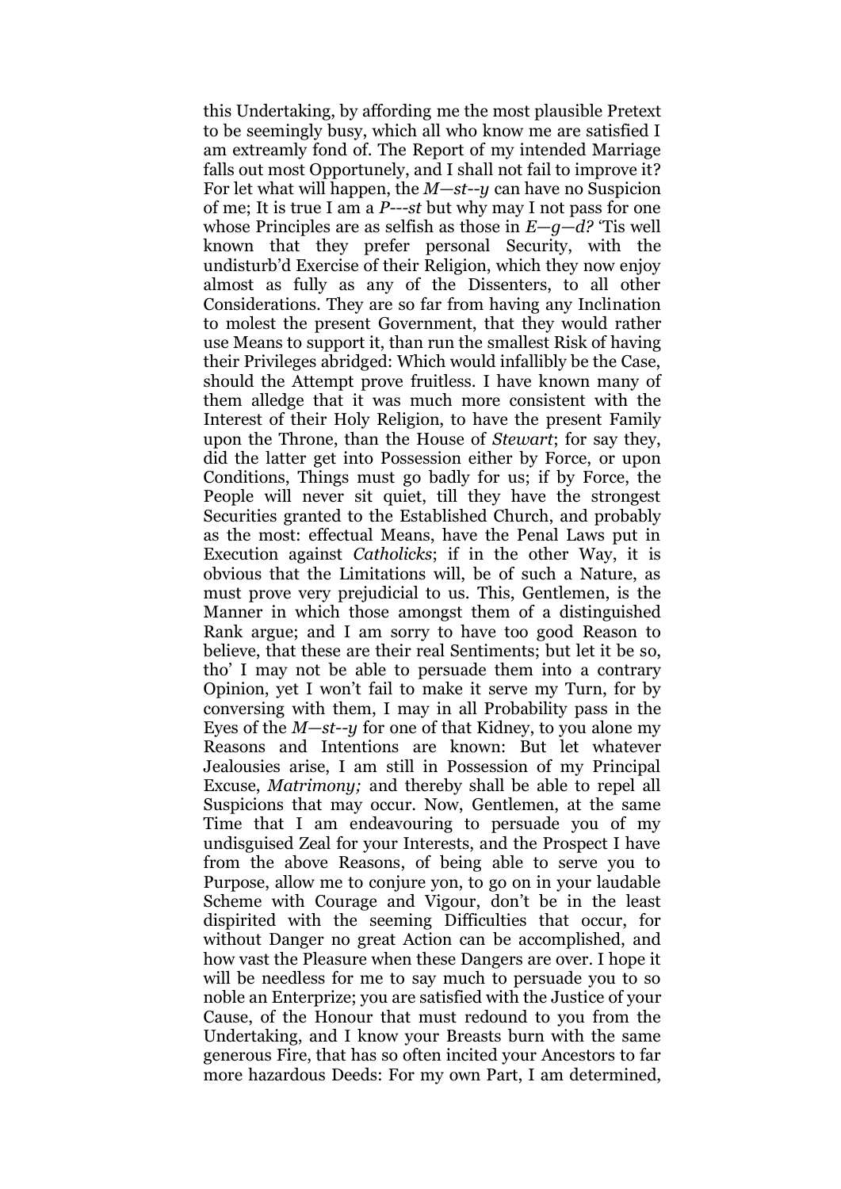this Undertaking, by affording me the most plausible Pretext to be seemingly busy, which all who know me are satisfied I am extreamly fond of. The Report of my intended Marriage falls out most Opportunely, and I shall not fail to improve it? For let what will happen, the *M—st--y* can have no Suspicion of me; It is true I am a *P---st* but why may I not pass for one whose Principles are as selfish as those in *E—g—d?* 'Tis well known that they prefer personal Security, with the undisturb'd Exercise of their Religion, which they now enjoy almost as fully as any of the Dissenters, to all other Considerations. They are so far from having any Inclination to molest the present Government, that they would rather use Means to support it, than run the smallest Risk of having their Privileges abridged: Which would infallibly be the Case, should the Attempt prove fruitless. I have known many of them alledge that it was much more consistent with the Interest of their Holy Religion, to have the present Family upon the Throne, than the House of *Stewart*; for say they, did the latter get into Possession either by Force, or upon Conditions, Things must go badly for us; if by Force, the People will never sit quiet, till they have the strongest Securities granted to the Established Church, and probably as the most: effectual Means, have the Penal Laws put in Execution against *Catholicks*; if in the other Way, it is obvious that the Limitations will, be of such a Nature, as must prove very prejudicial to us. This, Gentlemen, is the Manner in which those amongst them of a distinguished Rank argue; and I am sorry to have too good Reason to believe, that these are their real Sentiments; but let it be so, tho' I may not be able to persuade them into a contrary Opinion, yet I won't fail to make it serve my Turn, for by conversing with them, I may in all Probability pass in the Eyes of the *M—st--y* for one of that Kidney, to you alone my Reasons and Intentions are known: But let whatever Jealousies arise, I am still in Possession of my Principal Excuse, *Matrimony;* and thereby shall be able to repel all Suspicions that may occur. Now, Gentlemen, at the same Time that I am endeavouring to persuade you of my undisguised Zeal for your Interests, and the Prospect I have from the above Reasons, of being able to serve you to Purpose, allow me to conjure yon, to go on in your laudable Scheme with Courage and Vigour, don't be in the least dispirited with the seeming Difficulties that occur, for without Danger no great Action can be accomplished, and how vast the Pleasure when these Dangers are over. I hope it will be needless for me to say much to persuade you to so noble an Enterprize; you are satisfied with the Justice of your Cause, of the Honour that must redound to you from the Undertaking, and I know your Breasts burn with the same generous Fire, that has so often incited your Ancestors to far more hazardous Deeds: For my own Part, I am determined,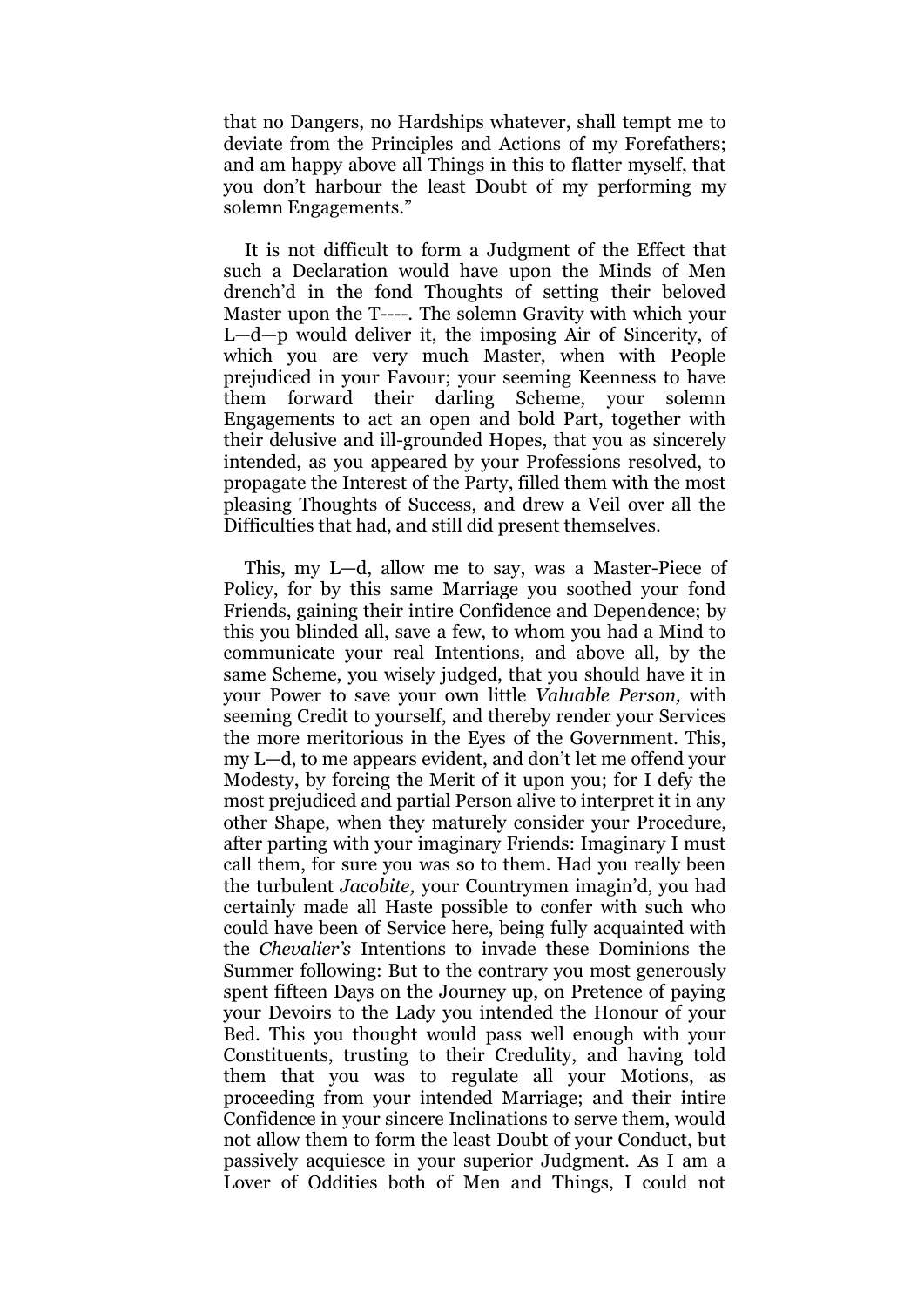that no Dangers, no Hardships whatever, shall tempt me to deviate from the Principles and Actions of my Forefathers; and am happy above all Things in this to flatter myself, that you don't harbour the least Doubt of my performing my solemn Engagements."

It is not difficult to form a Judgment of the Effect that such a Declaration would have upon the Minds of Men drench'd in the fond Thoughts of setting their beloved Master upon the T----. The solemn Gravity with which your L—d—p would deliver it, the imposing Air of Sincerity, of which you are very much Master, when with People prejudiced in your Favour; your seeming Keenness to have them forward their darling Scheme, your solemn Engagements to act an open and bold Part, together with their delusive and ill-grounded Hopes, that you as sincerely intended, as you appeared by your Professions resolved, to propagate the Interest of the Party, filled them with the most pleasing Thoughts of Success, and drew a Veil over all the Difficulties that had, and still did present themselves.

This, my L—d, allow me to say, was a Master-Piece of Policy, for by this same Marriage you soothed your fond Friends, gaining their intire Confidence and Dependence; by this you blinded all, save a few, to whom you had a Mind to communicate your real Intentions, and above all, by the same Scheme, you wisely judged, that you should have it in your Power to save your own little *Valuable Person,* with seeming Credit to yourself, and thereby render your Services the more meritorious in the Eyes of the Government. This, my L—d, to me appears evident, and don't let me offend your Modesty, by forcing the Merit of it upon you; for I defy the most prejudiced and partial Person alive to interpret it in any other Shape, when they maturely consider your Procedure, after parting with your imaginary Friends: Imaginary I must call them, for sure you was so to them. Had you really been the turbulent *Jacobite,* your Countrymen imagin'd, you had certainly made all Haste possible to confer with such who could have been of Service here, being fully acquainted with the *Chevalier's* Intentions to invade these Dominions the Summer following: But to the contrary you most generously spent fifteen Days on the Journey up, on Pretence of paying your Devoirs to the Lady you intended the Honour of your Bed. This you thought would pass well enough with your Constituents, trusting to their Credulity, and having told them that you was to regulate all your Motions, as proceeding from your intended Marriage; and their intire Confidence in your sincere Inclinations to serve them, would not allow them to form the least Doubt of your Conduct, but passively acquiesce in your superior Judgment. As I am a Lover of Oddities both of Men and Things, I could not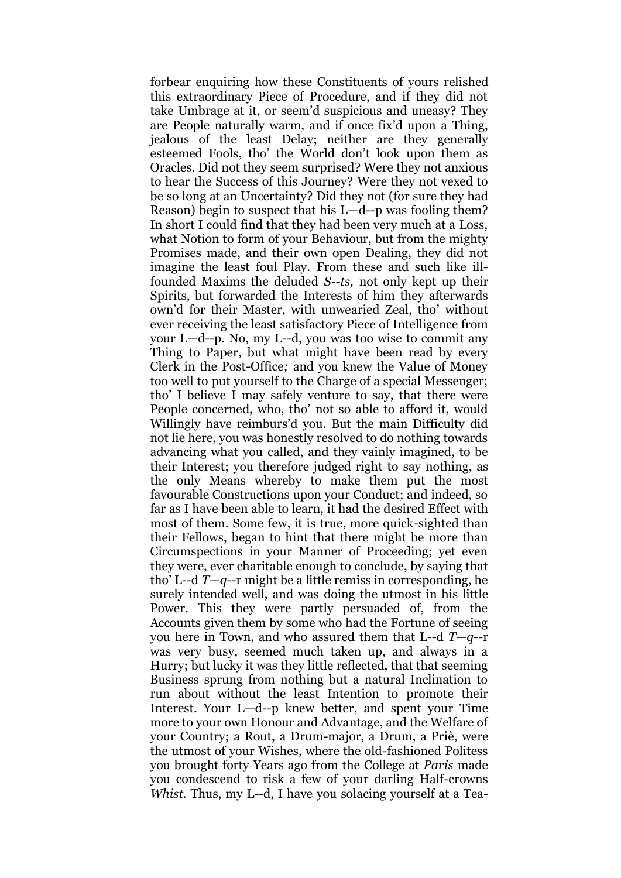forbear enquiring how these Constituents of yours relished this extraordinary Piece of Procedure, and if they did not take Umbrage at it, or seem'd suspicious and uneasy? They are People naturally warm, and if once fix'd upon a Thing, jealous of the least Delay; neither are they generally esteemed Fools, tho' the World don't look upon them as Oracles. Did not they seem surprised? Were they not anxious to hear the Success of this Journey? Were they not vexed to be so long at an Uncertainty? Did they not (for sure they had Reason) begin to suspect that his L—d--p was fooling them? In short I could find that they had been very much at a Loss, what Notion to form of your Behaviour, but from the mighty Promises made, and their own open Dealing, they did not imagine the least foul Play. From these and such like ill-founded Maxims the deluded *S--ts,* not only kept up their Spirits, but forwarded the Interests of him they afterwards own'd for their Master, with unwearied Zeal, tho' without ever receiving the least satisfactory Piece of Intelligence from your L—d--p. No, my L--d, you was too wise to commit any Thing to Paper, but what might have been read by every Clerk in the Post-Office*;* and you knew the Value of Money too well to put yourself to the Charge of a special Messenger; tho' I believe I may safely venture to say, that there were People concerned, who, tho' not so able to afford it, would Willingly have reimburs'd you. But the main Difficulty did not lie here, you was honestly resolved to do nothing towards advancing what you called, and they vainly imagined, to be their Interest; you therefore judged right to say nothing, as the only Means whereby to make them put the most favourable Constructions upon your Conduct; and indeed, so far as I have been able to learn, it had the desired Effect with most of them. Some few, it is true, more quick-sighted than their Fellows, began to hint that there might be more than Circumspections in your Manner of Proceeding; yet even they were, ever charitable enough to conclude, by saying that tho' L--d *T—q*--r might be a little remiss in corresponding, he surely intended well, and was doing the utmost in his little Power. This they were partly persuaded of, from the Accounts given them by some who had the Fortune of seeing you here in Town, and who assured them that L--d *T—q*--r was very busy, seemed much taken up, and always in a Hurry; but lucky it was they little reflected, that that seeming Business sprung from nothing but a natural Inclination to run about without the least Intention to promote their Interest. Your L—d--p knew better, and spent your Time more to your own Honour and Advantage, and the Welfare of your Country; a Rout, a Drum-major, a Drum, a Priè, were the utmost of your Wishes, where the old-fashioned Politess you brought forty Years ago from the College at *Paris* made you condescend to risk a few of your darling Half-crowns *Whist.* Thus, my L--d, I have you solacing yourself at a Tea-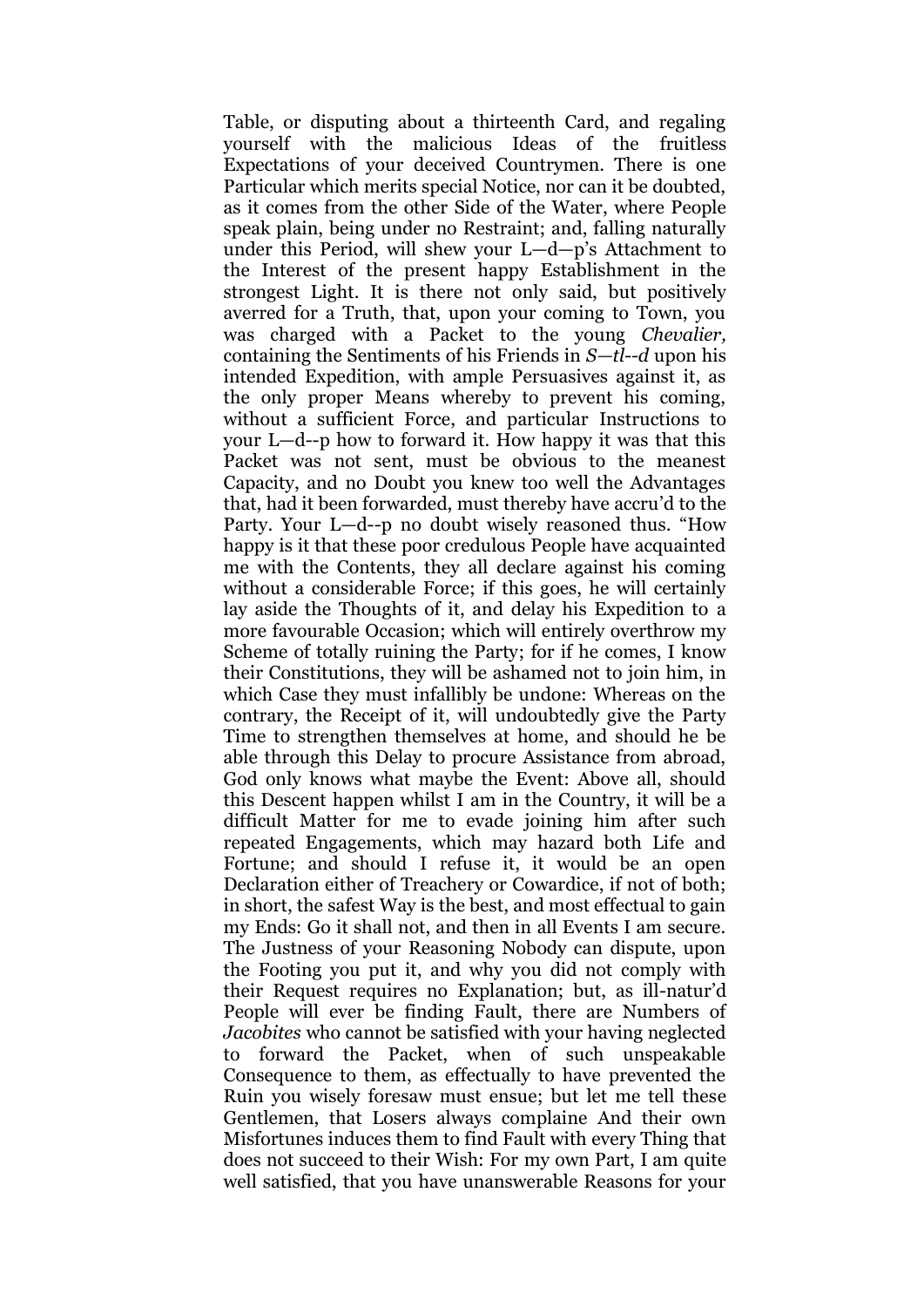Table, or disputing about a thirteenth Card, and regaling yourself with the malicious Ideas of the fruitless Expectations of your deceived Countrymen. There is one Particular which merits special Notice, nor can it be doubted, as it comes from the other Side of the Water, where People speak plain, being under no Restraint; and, falling naturally under this Period, will shew your L—d—p's Attachment to the Interest of the present happy Establishment in the strongest Light. It is there not only said, but positively averred for a Truth, that, upon your coming to Town, you was charged with a Packet to the young *Chevalier,* containing the Sentiments of his Friends in *S—tl--d* upon his intended Expedition, with ample Persuasives against it, as the only proper Means whereby to prevent his coming, without a sufficient Force, and particular Instructions to your L—d--p how to forward it. How happy it was that this Packet was not sent, must be obvious to the meanest Capacity, and no Doubt you knew too well the Advantages that, had it been forwarded, must thereby have accru'd to the Party. Your L—d--p no doubt wisely reasoned thus. "How happy is it that these poor credulous People have acquainted me with the Contents, they all declare against his coming without a considerable Force; if this goes, he will certainly lay aside the Thoughts of it, and delay his Expedition to a more favourable Occasion; which will entirely overthrow my Scheme of totally ruining the Party; for if he comes, I know their Constitutions, they will be ashamed not to join him, in which Case they must infallibly be undone: Whereas on the contrary, the Receipt of it, will undoubtedly give the Party Time to strengthen themselves at home, and should he be able through this Delay to procure Assistance from abroad, God only knows what maybe the Event: Above all, should this Descent happen whilst I am in the Country, it will be a difficult Matter for me to evade joining him after such repeated Engagements, which may hazard both Life and Fortune; and should I refuse it, it would be an open Declaration either of Treachery or Cowardice, if not of both; in short, the safest Way is the best, and most effectual to gain my Ends: Go it shall not, and then in all Events I am secure. The Justness of your Reasoning Nobody can dispute, upon the Footing you put it, and why you did not comply with their Request requires no Explanation; but, as ill-natur'd People will ever be finding Fault, there are Numbers of *Jacobites* who cannot be satisfied with your having neglected to forward the Packet, when of such unspeakable Consequence to them, as effectually to have prevented the Ruin you wisely foresaw must ensue; but let me tell these Gentlemen, that Losers always complaine And their own Misfortunes induces them to find Fault with every Thing that does not succeed to their Wish: For my own Part, I am quite well satisfied, that you have unanswerable Reasons for your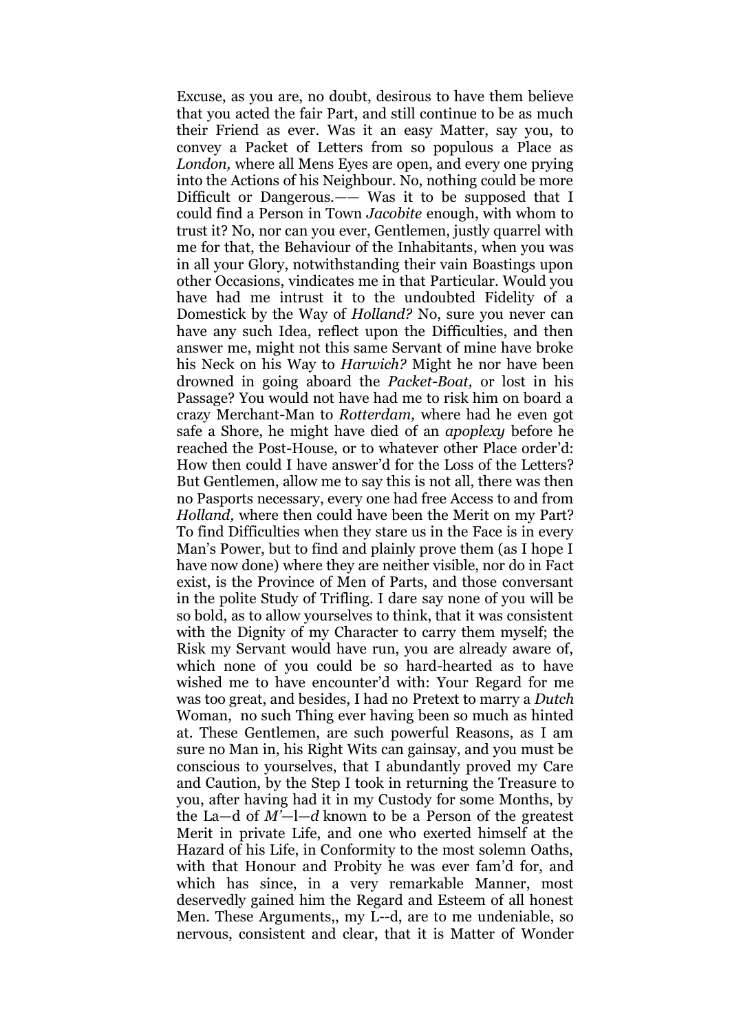Excuse, as you are, no doubt, desirous to have them believe that you acted the fair Part, and still continue to be as much their Friend as ever. Was it an easy Matter, say you, to convey a Packet of Letters from so populous a Place as *London,* where all Mens Eyes are open, and every one prying into the Actions of his Neighbour. No, nothing could be more Difficult or Dangerous.—— Was it to be supposed that I could find a Person in Town *Jacobite* enough, with whom to trust it? No, nor can you ever, Gentlemen, justly quarrel with me for that, the Behaviour of the Inhabitants, when you was in all your Glory, notwithstanding their vain Boastings upon other Occasions, vindicates me in that Particular. Would you have had me intrust it to the undoubted Fidelity of a Domestick by the Way of *Holland?* No, sure you never can have any such Idea, reflect upon the Difficulties, and then answer me, might not this same Servant of mine have broke his Neck on his Way to *Harwich?* Might he nor have been drowned in going aboard the *Packet-Boat,* or lost in his Passage? You would not have had me to risk him on board a crazy Merchant-Man to *Rotterdam,* where had he even got safe a Shore, he might have died of an *apoplexy* before he reached the Post-House, or to whatever other Place order'd: How then could I have answer'd for the Loss of the Letters? But Gentlemen, allow me to say this is not all, there was then no Pasports necessary, every one had free Access to and from *Holland,* where then could have been the Merit on my Part? To find Difficulties when they stare us in the Face is in every Man's Power, but to find and plainly prove them (as I hope I have now done) where they are neither visible, nor do in Fact exist, is the Province of Men of Parts, and those conversant in the polite Study of Trifling. I dare say none of you will be so bold, as to allow yourselves to think, that it was consistent with the Dignity of my Character to carry them myself; the Risk my Servant would have run, you are already aware of, which none of you could be so hard-hearted as to have wished me to have encounter'd with: Your Regard for me was too great, and besides, I had no Pretext to marry a *Dutch* Woman, no such Thing ever having been so much as hinted at. These Gentlemen, are such powerful Reasons, as I am sure no Man in, his Right Wits can gainsay, and you must be conscious to yourselves, that I abundantly proved my Care and Caution, by the Step I took in returning the Treasure to you, after having had it in my Custody for some Months, by the La—d of *M'—l—d* known to be a Person of the greatest Merit in private Life, and one who exerted himself at the Hazard of his Life, in Conformity to the most solemn Oaths, with that Honour and Probity he was ever fam'd for, and which has since, in a very remarkable Manner, most deservedly gained him the Regard and Esteem of all honest Men. These Arguments,, my L--d, are to me undeniable, so nervous, consistent and clear, that it is Matter of Wonder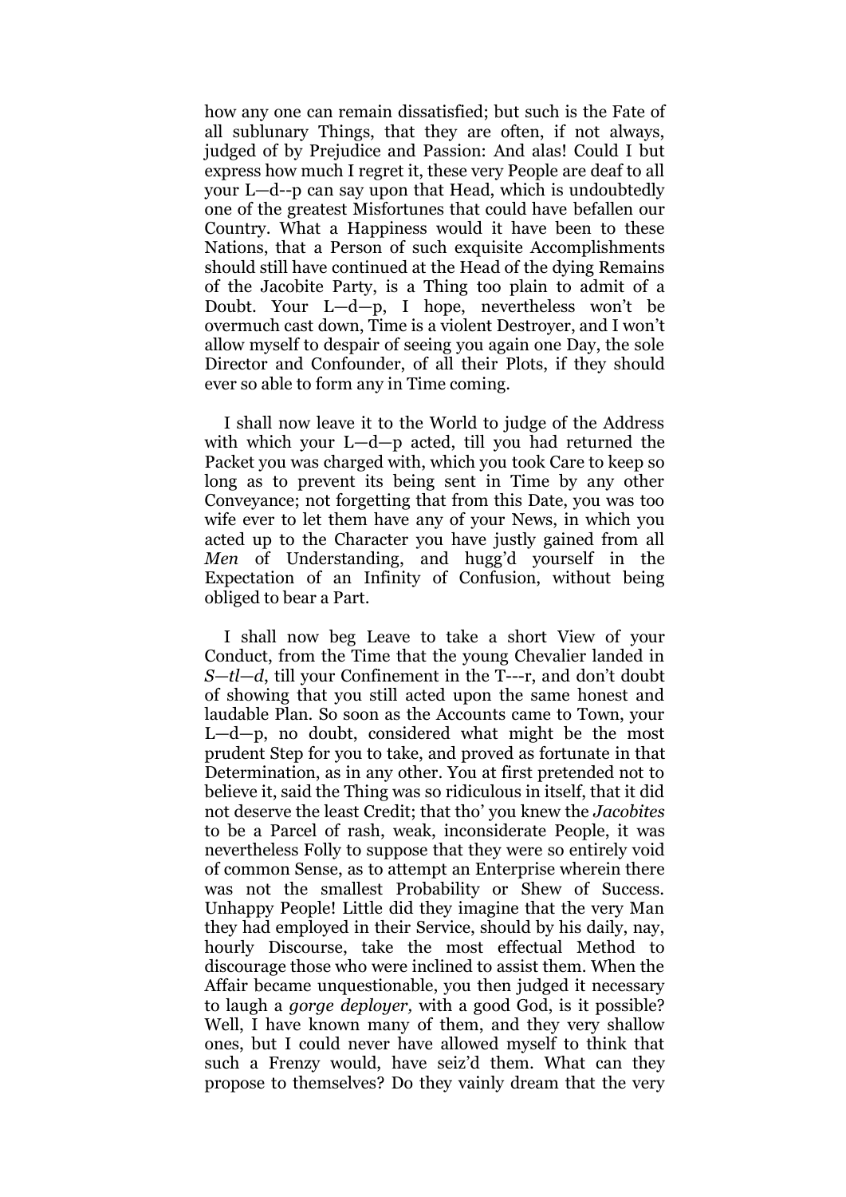how any one can remain dissatisfied; but such is the Fate of all sublunary Things, that they are often, if not always, judged of by Prejudice and Passion: And alas! Could I but express how much I regret it, these very People are deaf to all your L—d--p can say upon that Head, which is undoubtedly one of the greatest Misfortunes that could have befallen our Country. What a Happiness would it have been to these Nations, that a Person of such exquisite Accomplishments should still have continued at the Head of the dying Remains of the Jacobite Party, is a Thing too plain to admit of a Doubt. Your L—d—p, I hope, nevertheless won't be overmuch cast down, Time is a violent Destroyer, and I won't allow myself to despair of seeing you again one Day, the sole Director and Confounder, of all their Plots, if they should ever so able to form any in Time coming.

I shall now leave it to the World to judge of the Address with which your L—d—p acted, till you had returned the Packet you was charged with, which you took Care to keep so long as to prevent its being sent in Time by any other Conveyance; not forgetting that from this Date, you was too wife ever to let them have any of your News, in which you acted up to the Character you have justly gained from all *Men* of Understanding, and hugg'd yourself in the Expectation of an Infinity of Confusion, without being obliged to bear a Part.

I shall now beg Leave to take a short View of your Conduct, from the Time that the young Chevalier landed in *S—tl—d*, till your Confinement in the T---r, and don't doubt of showing that you still acted upon the same honest and laudable Plan. So soon as the Accounts came to Town, your L—d—p, no doubt, considered what might be the most prudent Step for you to take, and proved as fortunate in that Determination, as in any other. You at first pretended not to believe it, said the Thing was so ridiculous in itself, that it did not deserve the least Credit; that tho' you knew the *Jacobites* to be a Parcel of rash, weak, inconsiderate People, it was nevertheless Folly to suppose that they were so entirely void of common Sense, as to attempt an Enterprise wherein there was not the smallest Probability or Shew of Success. Unhappy People! Little did they imagine that the very Man they had employed in their Service, should by his daily, nay, hourly Discourse, take the most effectual Method to discourage those who were inclined to assist them. When the Affair became unquestionable, you then judged it necessary to laugh a *gorge deployer,* with a good God, is it possible? Well, I have known many of them, and they very shallow ones, but I could never have allowed myself to think that such a Frenzy would, have seiz'd them. What can they propose to themselves? Do they vainly dream that the very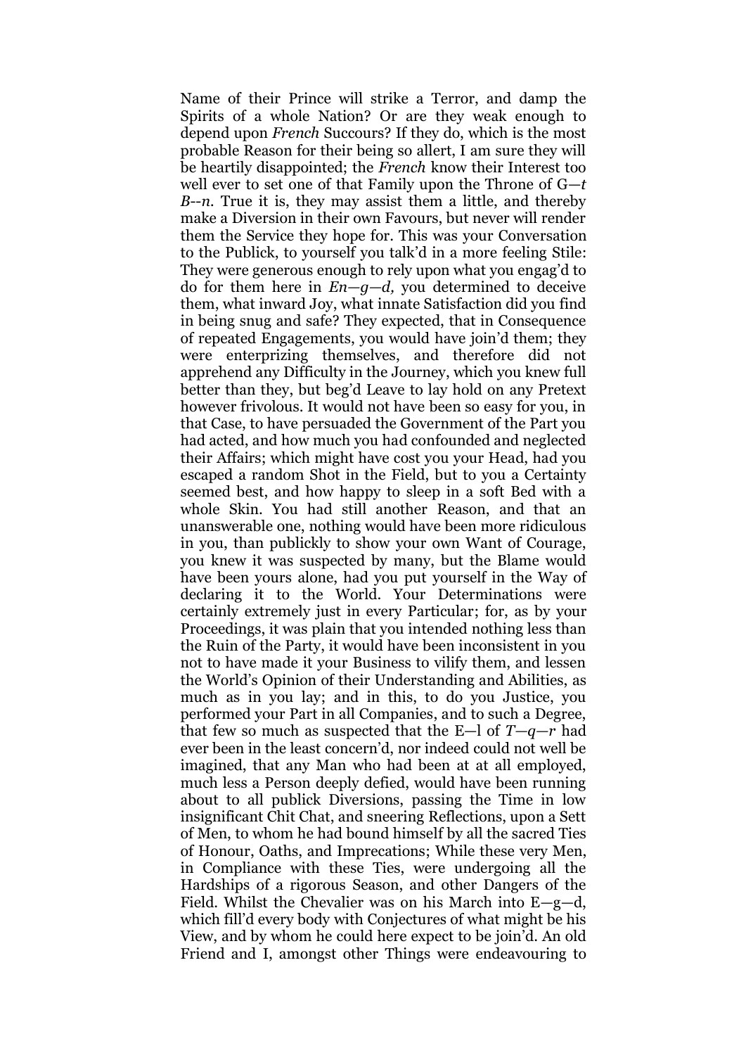Name of their Prince will strike a Terror, and damp the Spirits of a whole Nation? Or are they weak enough to depend upon *French* Succours? If they do, which is the most probable Reason for their being so allert, I am sure they will be heartily disappointed; the *French* know their Interest too well ever to set one of that Family upon the Throne of G—*t B--n*. True it is, they may assist them a little, and thereby make a Diversion in their own Favours, but never will render them the Service they hope for. This was your Conversation to the Publick, to yourself you talk'd in a more feeling Stile: They were generous enough to rely upon what you engag'd to do for them here in *En—g—d,* you determined to deceive them, what inward Joy, what innate Satisfaction did you find in being snug and safe? They expected, that in Consequence of repeated Engagements, you would have join'd them; they were enterprizing themselves, and therefore did not apprehend any Difficulty in the Journey, which you knew full better than they, but beg'd Leave to lay hold on any Pretext however frivolous. It would not have been so easy for you, in that Case, to have persuaded the Government of the Part you had acted, and how much you had confounded and neglected their Affairs; which might have cost you your Head, had you escaped a random Shot in the Field, but to you a Certainty seemed best, and how happy to sleep in a soft Bed with a whole Skin. You had still another Reason, and that an unanswerable one, nothing would have been more ridiculous in you, than publickly to show your own Want of Courage, you knew it was suspected by many, but the Blame would have been yours alone, had you put yourself in the Way of declaring it to the World. Your Determinations were certainly extremely just in every Particular; for, as by your Proceedings, it was plain that you intended nothing less than the Ruin of the Party, it would have been inconsistent in you not to have made it your Business to vilify them, and lessen the World's Opinion of their Understanding and Abilities, as much as in you lay; and in this, to do you Justice, you performed your Part in all Companies, and to such a Degree, that few so much as suspected that the E—l of *T—q—r* had ever been in the least concern'd, nor indeed could not well be imagined, that any Man who had been at at all employed, much less a Person deeply defied, would have been running about to all publick Diversions, passing the Time in low insignificant Chit Chat, and sneering Reflections, upon a Sett of Men, to whom he had bound himself by all the sacred Ties of Honour, Oaths, and Imprecations; While these very Men, in Compliance with these Ties, were undergoing all the Hardships of a rigorous Season, and other Dangers of the Field. Whilst the Chevalier was on his March into E—g—d, which fill'd every body with Conjectures of what might be his View, and by whom he could here expect to be join'd. An old Friend and I, amongst other Things were endeavouring to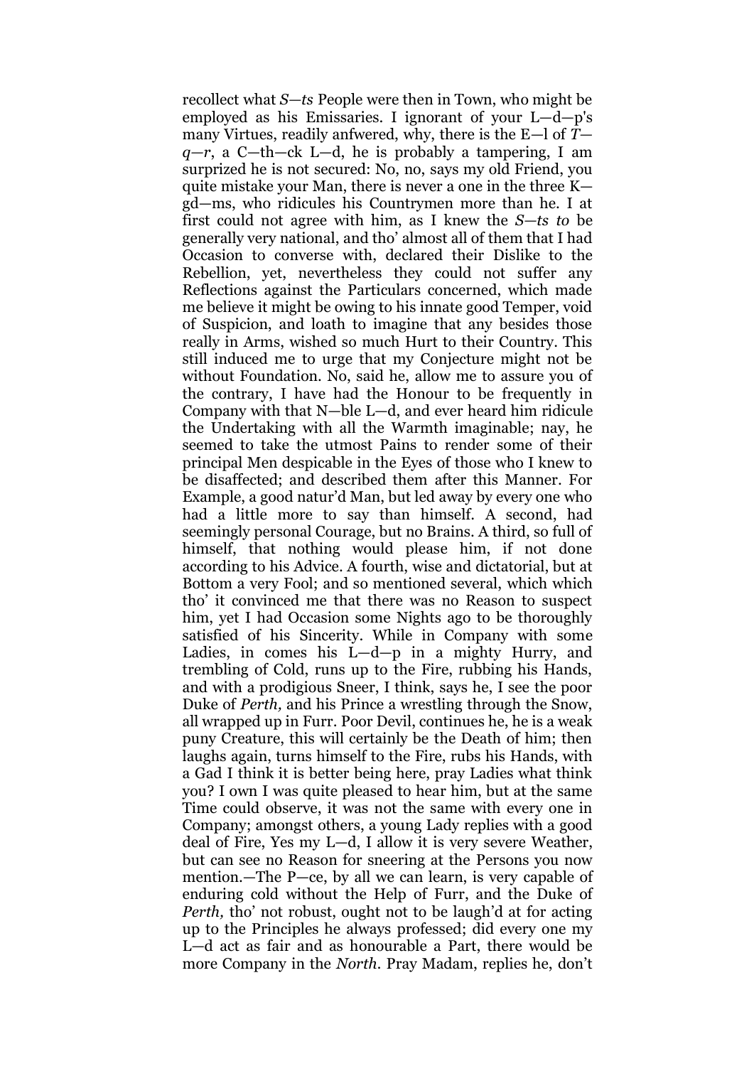recollect what *S—ts* People were then in Town, who might be employed as his Emissaries. I ignorant of your L—d—p's many Virtues, readily anfwered, why, there is the E—l of *T—q—r*, a C—th—ck L—d, he is probably a tampering, I am surprized he is not secured: No, no, says my old Friend, you quite mistake your Man, there is never a one in the three K—gd—ms, who ridicules his Countrymen more than he. I at first could not agree with him, as I knew the *S—ts to* be generally very national, and tho' almost all of them that I had Occasion to converse with, declared their Dislike to the Rebellion, yet, nevertheless they could not suffer any Reflections against the Particulars concerned, which made me believe it might be owing to his innate good Temper, void of Suspicion, and loath to imagine that any besides those really in Arms, wished so much Hurt to their Country. This still induced me to urge that my Conjecture might not be without Foundation. No, said he, allow me to assure you of the contrary, I have had the Honour to be frequently in Company with that N—ble L—d, and ever heard him ridicule the Undertaking with all the Warmth imaginable; nay, he seemed to take the utmost Pains to render some of their principal Men despicable in the Eyes of those who I knew to be disaffected; and described them after this Manner. For Example, a good natur'd Man, but led away by every one who had a little more to say than himself. A second, had seemingly personal Courage, but no Brains. A third, so full of himself, that nothing would please him, if not done according to his Advice. A fourth, wise and dictatorial, but at Bottom a very Fool; and so mentioned several, which which tho' it convinced me that there was no Reason to suspect him, yet I had Occasion some Nights ago to be thoroughly satisfied of his Sincerity. While in Company with some Ladies, in comes his L—d—p in a mighty Hurry, and trembling of Cold, runs up to the Fire, rubbing his Hands, and with a prodigious Sneer, I think, says he, I see the poor Duke of *Perth,* and his Prince a wrestling through the Snow, all wrapped up in Furr. Poor Devil, continues he, he is a weak puny Creature, this will certainly be the Death of him; then laughs again, turns himself to the Fire, rubs his Hands, with a Gad I think it is better being here, pray Ladies what think you? I own I was quite pleased to hear him, but at the same Time could observe, it was not the same with every one in Company; amongst others, a young Lady replies with a good deal of Fire, Yes my L—d, I allow it is very severe Weather, but can see no Reason for sneering at the Persons you now mention.—The P—ce, by all we can learn, is very capable of enduring cold without the Help of Furr, and the Duke of *Perth,* tho' not robust, ought not to be laugh'd at for acting up to the Principles he always professed; did every one my L—d act as fair and as honourable a Part, there would be more Company in the *North*. Pray Madam, replies he, don't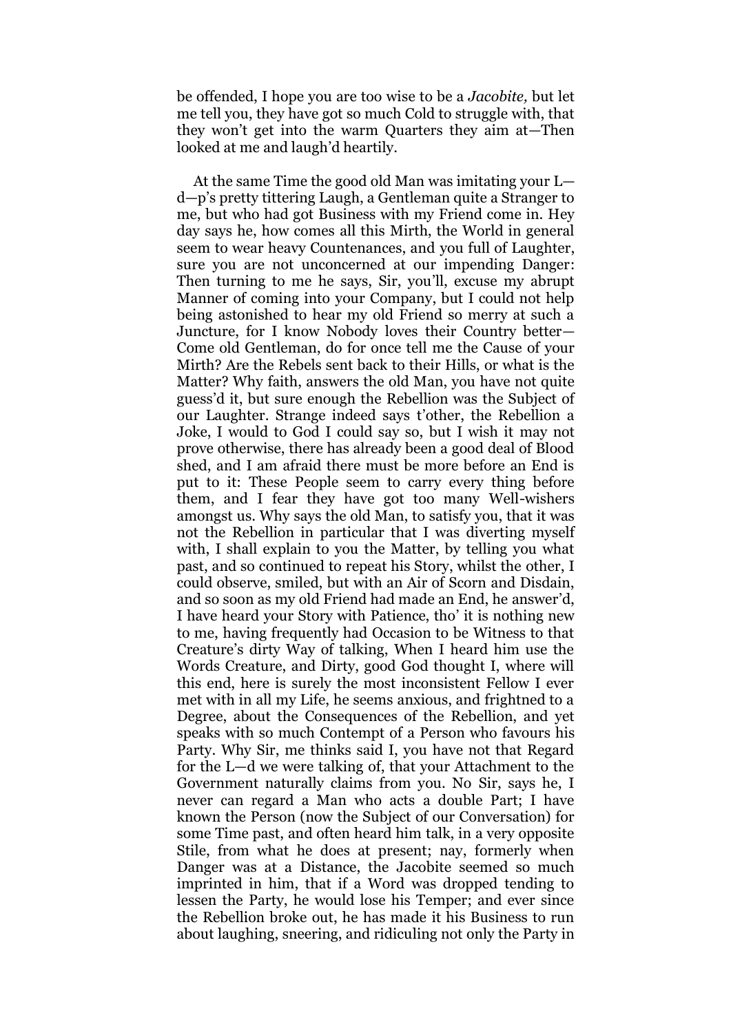be offended, I hope you are too wise to be a *Jacobite,* but let me tell you, they have got so much Cold to struggle with, that they won't get into the warm Quarters they aim at—Then looked at me and laugh'd heartily.

At the same Time the good old Man was imitating your L—d—p's pretty tittering Laugh, a Gentleman quite a Stranger to me, but who had got Business with my Friend come in. Hey day says he, how comes all this Mirth, the World in general seem to wear heavy Countenances, and you full of Laughter, sure you are not unconcerned at our impending Danger: Then turning to me he says, Sir, you'll, excuse my abrupt Manner of coming into your Company, but I could not help being astonished to hear my old Friend so merry at such a Juncture, for I know Nobody loves their Country better—Come old Gentleman, do for once tell me the Cause of your Mirth? Are the Rebels sent back to their Hills, or what is the Matter? Why faith, answers the old Man, you have not quite guess'd it, but sure enough the Rebellion was the Subject of our Laughter. Strange indeed says t'other, the Rebellion a Joke, I would to God I could say so, but I wish it may not prove otherwise, there has already been a good deal of Blood shed, and I am afraid there must be more before an End is put to it: These People seem to carry every thing before them, and I fear they have got too many Well-wishers amongst us. Why says the old Man, to satisfy you, that it was not the Rebellion in particular that I was diverting myself with, I shall explain to you the Matter, by telling you what past, and so continued to repeat his Story, whilst the other, I could observe, smiled, but with an Air of Scorn and Disdain, and so soon as my old Friend had made an End, he answer'd, I have heard your Story with Patience, tho' it is nothing new to me, having frequently had Occasion to be Witness to that Creature's dirty Way of talking, When I heard him use the Words Creature, and Dirty, good God thought I, where will this end, here is surely the most inconsistent Fellow I ever met with in all my Life, he seems anxious, and frightned to a Degree, about the Consequences of the Rebellion, and yet speaks with so much Contempt of a Person who favours his Party. Why Sir, me thinks said I, you have not that Regard for the L—d we were talking of, that your Attachment to the Government naturally claims from you. No Sir, says he, I never can regard a Man who acts a double Part; I have known the Person (now the Subject of our Conversation) for some Time past, and often heard him talk, in a very opposite Stile, from what he does at present; nay, formerly when Danger was at a Distance, the Jacobite seemed so much imprinted in him, that if a Word was dropped tending to lessen the Party, he would lose his Temper; and ever since the Rebellion broke out, he has made it his Business to run about laughing, sneering, and ridiculing not only the Party in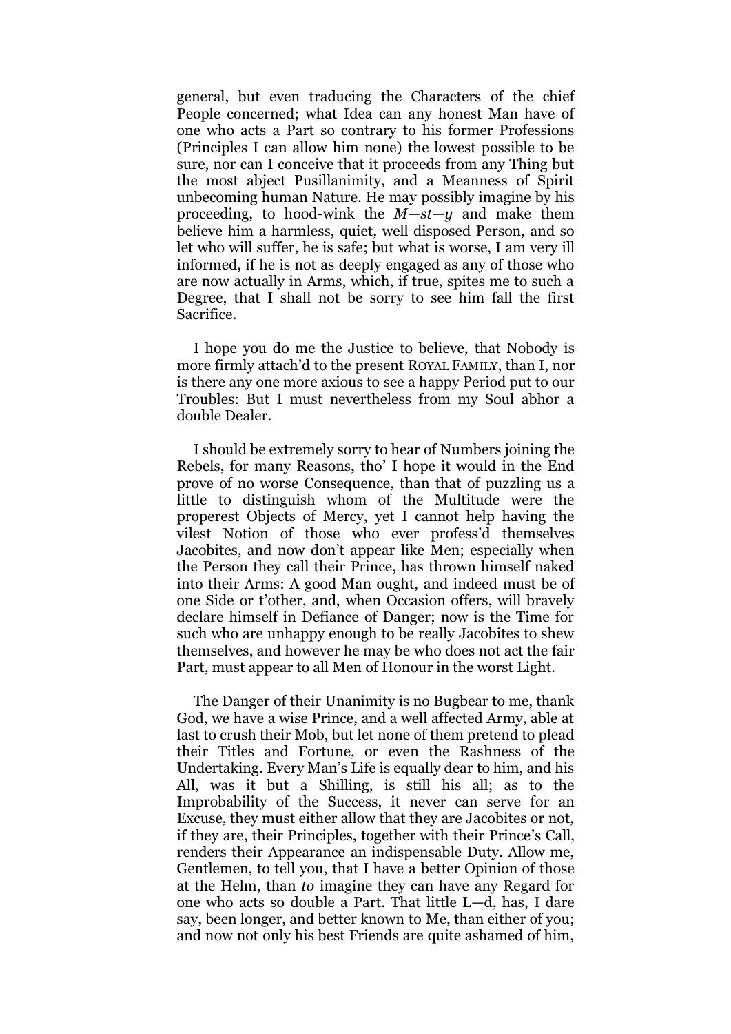general, but even traducing the Characters of the chief People concerned; what Idea can any honest Man have of one who acts a Part so contrary to his former Professions (Principles I can allow him none) the lowest possible to be sure, nor can I conceive that it proceeds from any Thing but the most abject Pusillanimity, and a Meanness of Spirit unbecoming human Nature. He may possibly imagine by his proceeding, to hood-wink the *M—st—y* and make them believe him a harmless, quiet, well disposed Person, and so let who will suffer, he is safe; but what is worse, I am very ill informed, if he is not as deeply engaged as any of those who are now actually in Arms, which, if true, spites me to such a Degree, that I shall not be sorry to see him fall the first Sacrifice.

I hope you do me the Justice to believe, that Nobody is more firmly attach'd to the present ROYAL FAMILY, than I, nor is there any one more axious to see a happy Period put to our Troubles: But I must nevertheless from my Soul abhor a double Dealer.

I should be extremely sorry to hear of Numbers joining the Rebels, for many Reasons, tho' I hope it would in the End prove of no worse Consequence, than that of puzzling us a little to distinguish whom of the Multitude were the properest Objects of Mercy, yet I cannot help having the vilest Notion of those who ever profess'd themselves Jacobites, and now don't appear like Men; especially when the Person they call their Prince, has thrown himself naked into their Arms: A good Man ought, and indeed must be of one Side or t'other, and, when Occasion offers, will bravely declare himself in Defiance of Danger; now is the Time for such who are unhappy enough to be really Jacobites to shew themselves, and however he may be who does not act the fair Part, must appear to all Men of Honour in the worst Light.

The Danger of their Unanimity is no Bugbear to me, thank God, we have a wise Prince, and a well affected Army, able at last to crush their Mob, but let none of them pretend to plead their Titles and Fortune, or even the Rashness of the Undertaking. Every Man's Life is equally dear to him, and his All, was it but a Shilling, is still his all; as to the Improbability of the Success, it never can serve for an Excuse, they must either allow that they are Jacobites or not, if they are, their Principles, together with their Prince's Call, renders their Appearance an indispensable Duty. Allow me, Gentlemen, to tell you, that I have a better Opinion of those at the Helm, than *to* imagine they can have any Regard for one who acts so double a Part. That little L—d, has, I dare say, been longer, and better known to Me, than either of you; and now not only his best Friends are quite ashamed of him,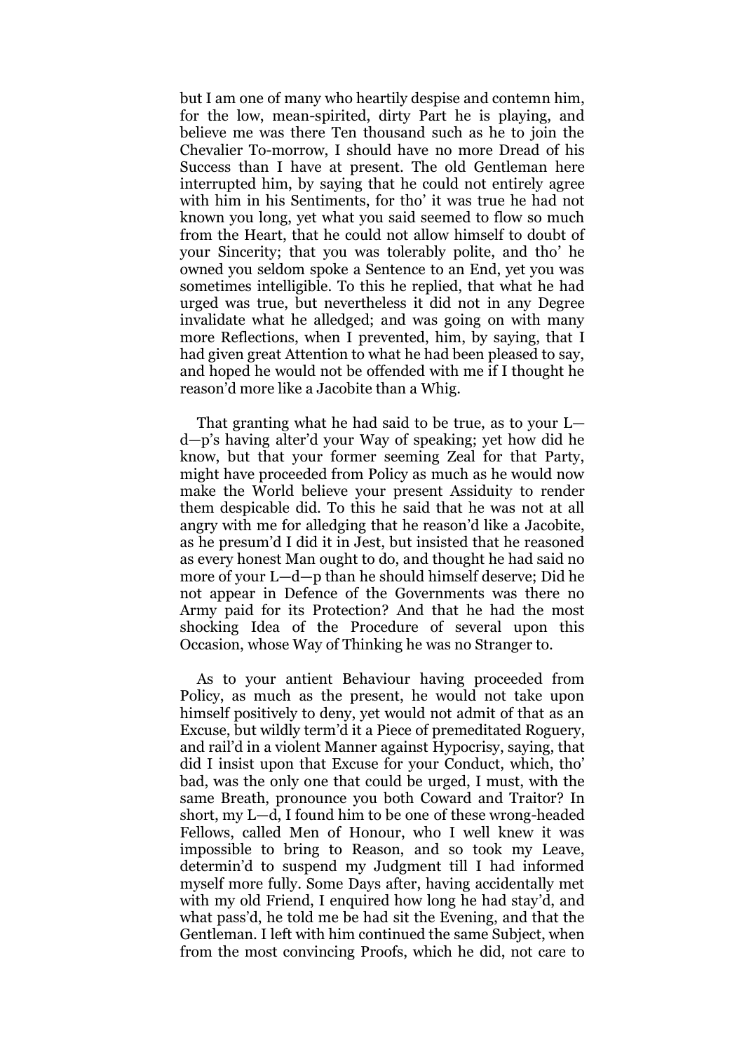but I am one of many who heartily despise and contemn him, for the low, mean-spirited, dirty Part he is playing, and believe me was there Ten thousand such as he to join the Chevalier To-morrow, I should have no more Dread of his Success than I have at present. The old Gentleman here interrupted him, by saying that he could not entirely agree with him in his Sentiments, for tho' it was true he had not known you long, yet what you said seemed to flow so much from the Heart, that he could not allow himself to doubt of your Sincerity; that you was tolerably polite, and tho' he owned you seldom spoke a Sentence to an End, yet you was sometimes intelligible. To this he replied, that what he had urged was true, but nevertheless it did not in any Degree invalidate what he alledged; and was going on with many more Reflections, when I prevented, him, by saying, that I had given great Attention to what he had been pleased to say, and hoped he would not be offended with me if I thought he reason'd more like a Jacobite than a Whig.

That granting what he had said to be true, as to your L—d—p's having alter'd your Way of speaking; yet how did he know, but that your former seeming Zeal for that Party, might have proceeded from Policy as much as he would now make the World believe your present Assiduity to render them despicable did. To this he said that he was not at all angry with me for alledging that he reason'd like a Jacobite, as he presum'd I did it in Jest, but insisted that he reasoned as every honest Man ought to do, and thought he had said no more of your L—d—p than he should himself deserve; Did he not appear in Defence of the Governments was there no Army paid for its Protection? And that he had the most shocking Idea of the Procedure of several upon this Occasion, whose Way of Thinking he was no Stranger to.

As to your antient Behaviour having proceeded from Policy, as much as the present, he would not take upon himself positively to deny, yet would not admit of that as an Excuse, but wildly term'd it a Piece of premeditated Roguery, and rail'd in a violent Manner against Hypocrisy, saying, that did I insist upon that Excuse for your Conduct, which, tho' bad, was the only one that could be urged, I must, with the same Breath, pronounce you both Coward and Traitor? In short, my L—d, I found him to be one of these wrong-headed Fellows, called Men of Honour, who I well knew it was impossible to bring to Reason, and so took my Leave, determin'd to suspend my Judgment till I had informed myself more fully. Some Days after, having accidentally met with my old Friend, I enquired how long he had stay'd, and what pass'd, he told me be had sit the Evening, and that the Gentleman. I left with him continued the same Subject, when from the most convincing Proofs, which he did, not care to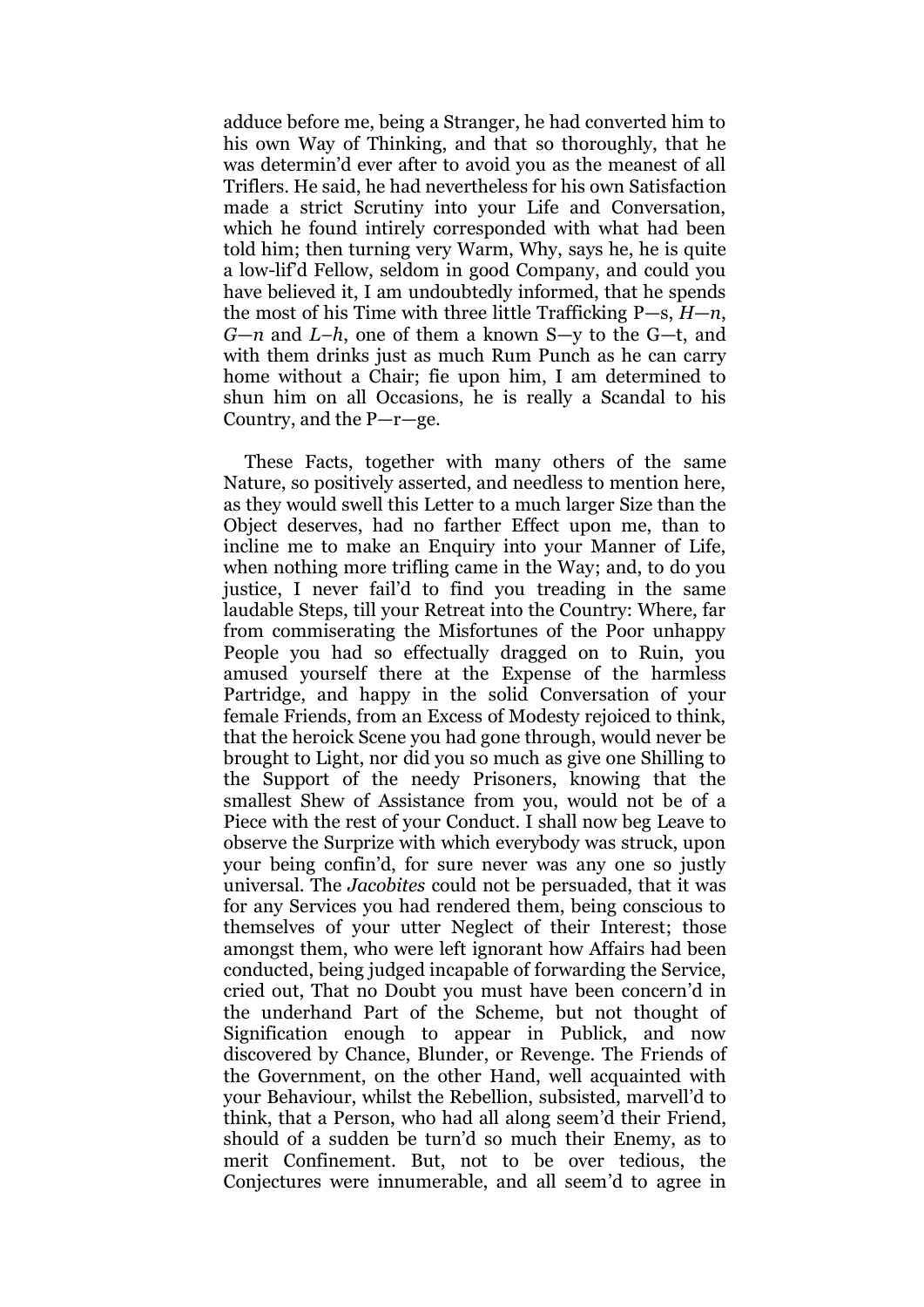adduce before me, being a Stranger, he had converted him to his own Way of Thinking, and that so thoroughly, that he was determin'd ever after to avoid you as the meanest of all Triflers. He said, he had nevertheless for his own Satisfaction made a strict Scrutiny into your Life and Conversation, which he found intirely corresponded with what had been told him; then turning very Warm, Why, says he, he is quite a low-lif'd Fellow, seldom in good Company, and could you have believed it, I am undoubtedly informed, that he spends the most of his Time with three little Trafficking P—s, *H—n*, *G—n* and *L–h*, one of them a known S—y to the G—t, and with them drinks just as much Rum Punch as he can carry home without a Chair; fie upon him, I am determined to shun him on all Occasions, he is really a Scandal to his Country, and the P—r—ge.

These Facts, together with many others of the same Nature, so positively asserted, and needless to mention here, as they would swell this Letter to a much larger Size than the Object deserves, had no farther Effect upon me, than to incline me to make an Enquiry into your Manner of Life, when nothing more trifling came in the Way; and, to do you justice, I never fail'd to find you treading in the same laudable Steps, till your Retreat into the Country: Where, far from commiserating the Misfortunes of the Poor unhappy People you had so effectually dragged on to Ruin, you amused yourself there at the Expense of the harmless Partridge, and happy in the solid Conversation of your female Friends, from an Excess of Modesty rejoiced to think, that the heroick Scene you had gone through, would never be brought to Light, nor did you so much as give one Shilling to the Support of the needy Prisoners, knowing that the smallest Shew of Assistance from you, would not be of a Piece with the rest of your Conduct. I shall now beg Leave to observe the Surprize with which everybody was struck, upon your being confin'd, for sure never was any one so justly universal. The *Jacobites* could not be persuaded, that it was for any Services you had rendered them, being conscious to themselves of your utter Neglect of their Interest; those amongst them, who were left ignorant how Affairs had been conducted, being judged incapable of forwarding the Service, cried out, That no Doubt you must have been concern'd in the underhand Part of the Scheme, but not thought of Signification enough to appear in Publick, and now discovered by Chance, Blunder, or Revenge. The Friends of the Government, on the other Hand, well acquainted with your Behaviour, whilst the Rebellion, subsisted, marvell'd to think, that a Person, who had all along seem'd their Friend, should of a sudden be turn'd so much their Enemy, as to merit Confinement. But, not to be over tedious, the Conjectures were innumerable, and all seem'd to agree in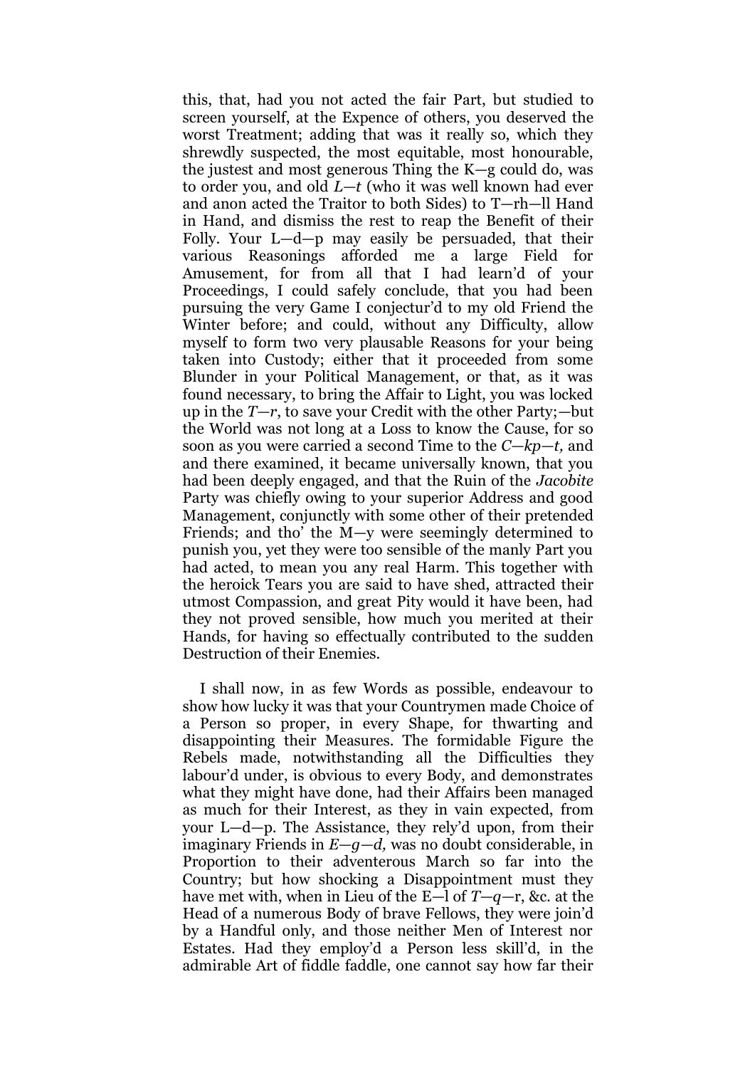this, that, had you not acted the fair Part, but studied to screen yourself, at the Expence of others, you deserved the worst Treatment; adding that was it really so, which they shrewdly suspected, the most equitable, most honourable, the justest and most generous Thing the K—g could do, was to order you, and old *L—t* (who it was well known had ever and anon acted the Traitor to both Sides) to T—rh—ll Hand in Hand, and dismiss the rest to reap the Benefit of their Folly. Your L—d—p may easily be persuaded, that their various Reasonings afforded me a large Field for Amusement, for from all that I had learn'd of your Proceedings, I could safely conclude, that you had been pursuing the very Game I conjectur'd to my old Friend the Winter before; and could, without any Difficulty, allow myself to form two very plausable Reasons for your being taken into Custody; either that it proceeded from some Blunder in your Political Management, or that, as it was found necessary, to bring the Affair to Light, you was locked up in the *T—r*, to save your Credit with the other Party;—but the World was not long at a Loss to know the Cause, for so soon as you were carried a second Time to the *C—kp—t,* and and there examined, it became universally known, that you had been deeply engaged, and that the Ruin of the *Jacobite* Party was chiefly owing to your superior Address and good Management, conjunctly with some other of their pretended Friends; and tho' the M—y were seemingly determined to punish you, yet they were too sensible of the manly Part you had acted, to mean you any real Harm. This together with the heroick Tears you are said to have shed, attracted their utmost Compassion, and great Pity would it have been, had they not proved sensible, how much you merited at their Hands, for having so effectually contributed to the sudden Destruction of their Enemies.

I shall now, in as few Words as possible, endeavour to show how lucky it was that your Countrymen made Choice of a Person so proper, in every Shape, for thwarting and disappointing their Measures. The formidable Figure the Rebels made, notwithstanding all the Difficulties they labour'd under, is obvious to every Body, and demonstrates what they might have done, had their Affairs been managed as much for their Interest, as they in vain expected, from your L—d—p. The Assistance, they rely'd upon, from their imaginary Friends in *E—g—d,* was no doubt considerable, in Proportion to their adventerous March so far into the Country; but how shocking a Disappointment must they have met with, when in Lieu of the E—l of *T—q—*r, &c. at the Head of a numerous Body of brave Fellows, they were join'd by a Handful only, and those neither Men of Interest nor Estates. Had they employ'd a Person less skill'd, in the admirable Art of fiddle faddle, one cannot say how far their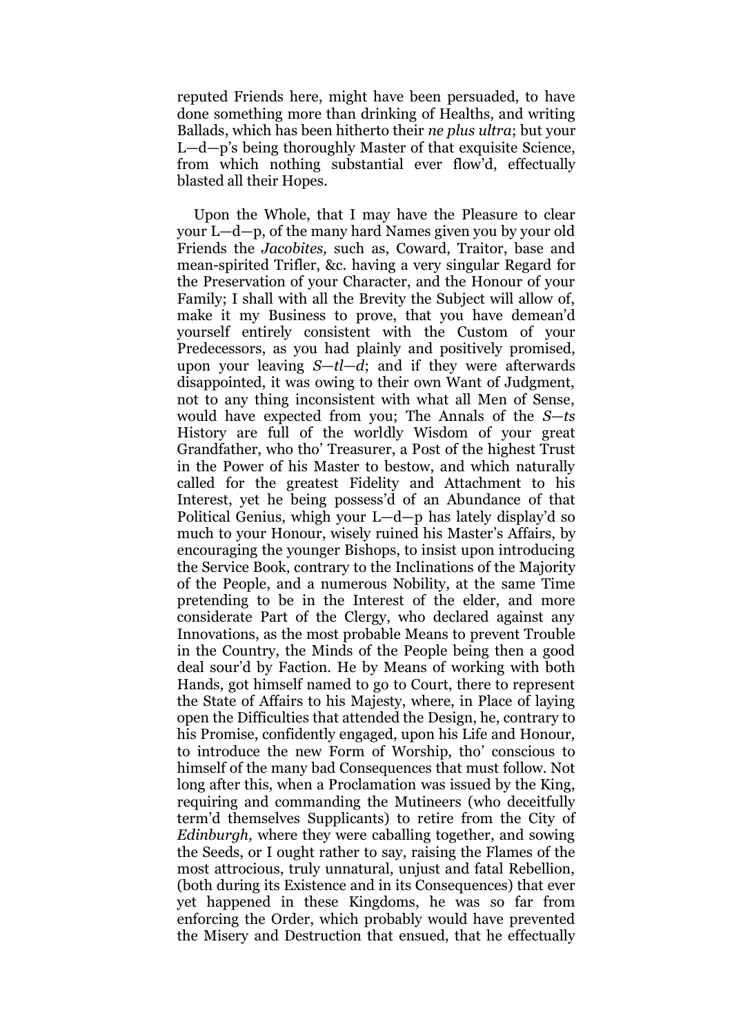reputed Friends here, might have been persuaded, to have done something more than drinking of Healths, and writing Ballads, which has been hitherto their *ne plus ultra*; but your L—d—p's being thoroughly Master of that exquisite Science, from which nothing substantial ever flow'd, effectually blasted all their Hopes.

Upon the Whole, that I may have the Pleasure to clear your L—d—p, of the many hard Names given you by your old Friends the *Jacobites,* such as, Coward, Traitor, base and mean-spirited Trifler, &c. having a very singular Regard for the Preservation of your Character, and the Honour of your Family; I shall with all the Brevity the Subject will allow of, make it my Business to prove, that you have demean'd yourself entirely consistent with the Custom of your Predecessors, as you had plainly and positively promised, upon your leaving *S—tl—d*; and if they were afterwards disappointed, it was owing to their own Want of Judgment, not to any thing inconsistent with what all Men of Sense, would have expected from you; The Annals of the *S—ts* History are full of the worldly Wisdom of your great Grandfather, who tho' Treasurer, a Post of the highest Trust in the Power of his Master to bestow, and which naturally called for the greatest Fidelity and Attachment to his Interest, yet he being possess'd of an Abundance of that Political Genius, whigh your L—d—p has lately display'd so much to your Honour, wisely ruined his Master's Affairs, by encouraging the younger Bishops, to insist upon introducing the Service Book, contrary to the Inclinations of the Majority of the People, and a numerous Nobility, at the same Time pretending to be in the Interest of the elder, and more considerate Part of the Clergy, who declared against any Innovations, as the most probable Means to prevent Trouble in the Country, the Minds of the People being then a good deal sour'd by Faction. He by Means of working with both Hands, got himself named to go to Court, there to represent the State of Affairs to his Majesty, where, in Place of laying open the Difficulties that attended the Design, he, contrary to his Promise, confidently engaged, upon his Life and Honour, to introduce the new Form of Worship, tho' conscious to himself of the many bad Consequences that must follow. Not long after this, when a Proclamation was issued by the King, requiring and commanding the Mutineers (who deceitfully term'd themselves Supplicants) to retire from the City of *Edinburgh,* where they were caballing together, and sowing the Seeds, or I ought rather to say, raising the Flames of the most attrocious, truly unnatural, unjust and fatal Rebellion, (both during its Existence and in its Consequences) that ever yet happened in these Kingdoms, he was so far from enforcing the Order, which probably would have prevented the Misery and Destruction that ensued, that he effectually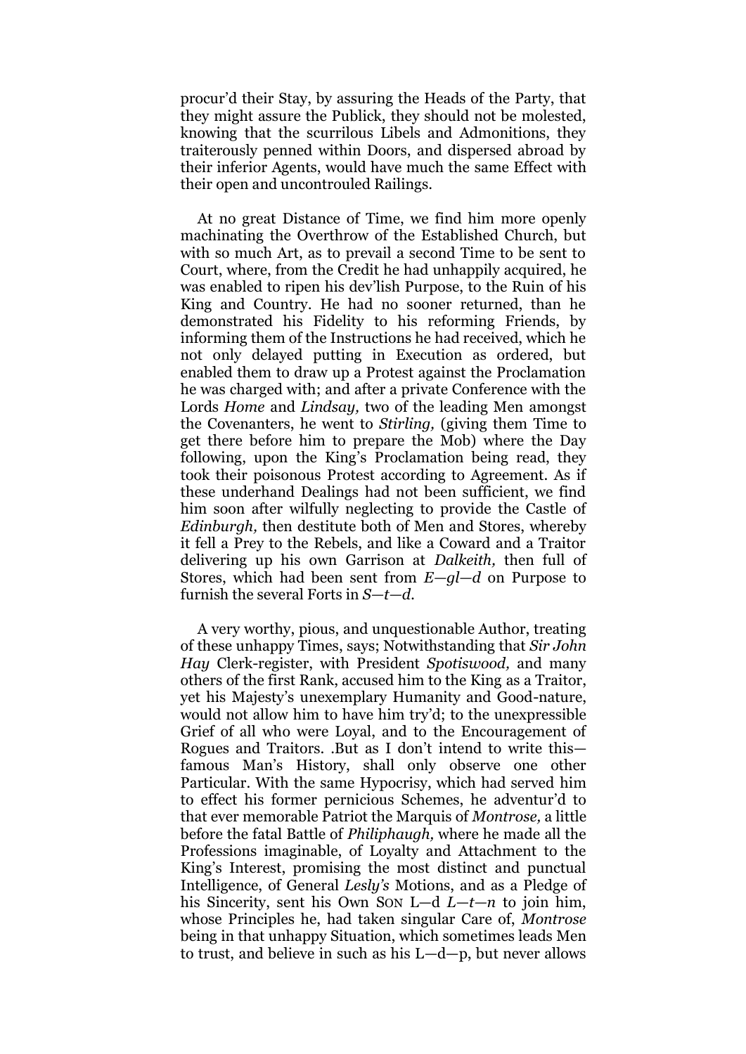procur'd their Stay, by assuring the Heads of the Party, that they might assure the Publick, they should not be molested, knowing that the scurrilous Libels and Admonitions, they traiterously penned within Doors, and dispersed abroad by their inferior Agents, would have much the same Effect with their open and uncontrouled Railings.

At no great Distance of Time, we find him more openly machinating the Overthrow of the Established Church, but with so much Art, as to prevail a second Time to be sent to Court, where, from the Credit he had unhappily acquired, he was enabled to ripen his dev'lish Purpose, to the Ruin of his King and Country. He had no sooner returned, than he demonstrated his Fidelity to his reforming Friends, by informing them of the Instructions he had received, which he not only delayed putting in Execution as ordered, but enabled them to draw up a Protest against the Proclamation he was charged with; and after a private Conference with the Lords *Home* and *Lindsay,* two of the leading Men amongst the Covenanters, he went to *Stirling,* (giving them Time to get there before him to prepare the Mob) where the Day following, upon the King's Proclamation being read, they took their poisonous Protest according to Agreement. As if these underhand Dealings had not been sufficient, we find him soon after wilfully neglecting to provide the Castle of *Edinburgh,* then destitute both of Men and Stores, whereby it fell a Prey to the Rebels, and like a Coward and a Traitor delivering up his own Garrison at *Dalkeith,* then full of Stores, which had been sent from *E—gl—d* on Purpose to furnish the several Forts in *S—t—d.*

A very worthy, pious, and unquestionable Author, treating of these unhappy Times, says; Notwithstanding that *Sir John Hay* Clerk-register, with President *Spotiswood,* and many others of the first Rank, accused him to the King as a Traitor, yet his Majesty's unexemplary Humanity and Good-nature, would not allow him to have him try'd; to the unexpressible Grief of all who were Loyal, and to the Encouragement of Rogues and Traitors. .But as I don't intend to write this— famous Man's History, shall only observe one other Particular. With the same Hypocrisy, which had served him to effect his former pernicious Schemes, he adventur'd to that ever memorable Patriot the Marquis of *Montrose,* a little before the fatal Battle of *Philiphaugh,* where he made all the Professions imaginable, of Loyalty and Attachment to the King's Interest, promising the most distinct and punctual Intelligence, of General *Lesly's* Motions, and as a Pledge of his Sincerity, sent his Own SON L—d *L—t—n* to join him, whose Principles he, had taken singular Care of, *Montrose* being in that unhappy Situation, which sometimes leads Men to trust, and believe in such as his L—d—p, but never allows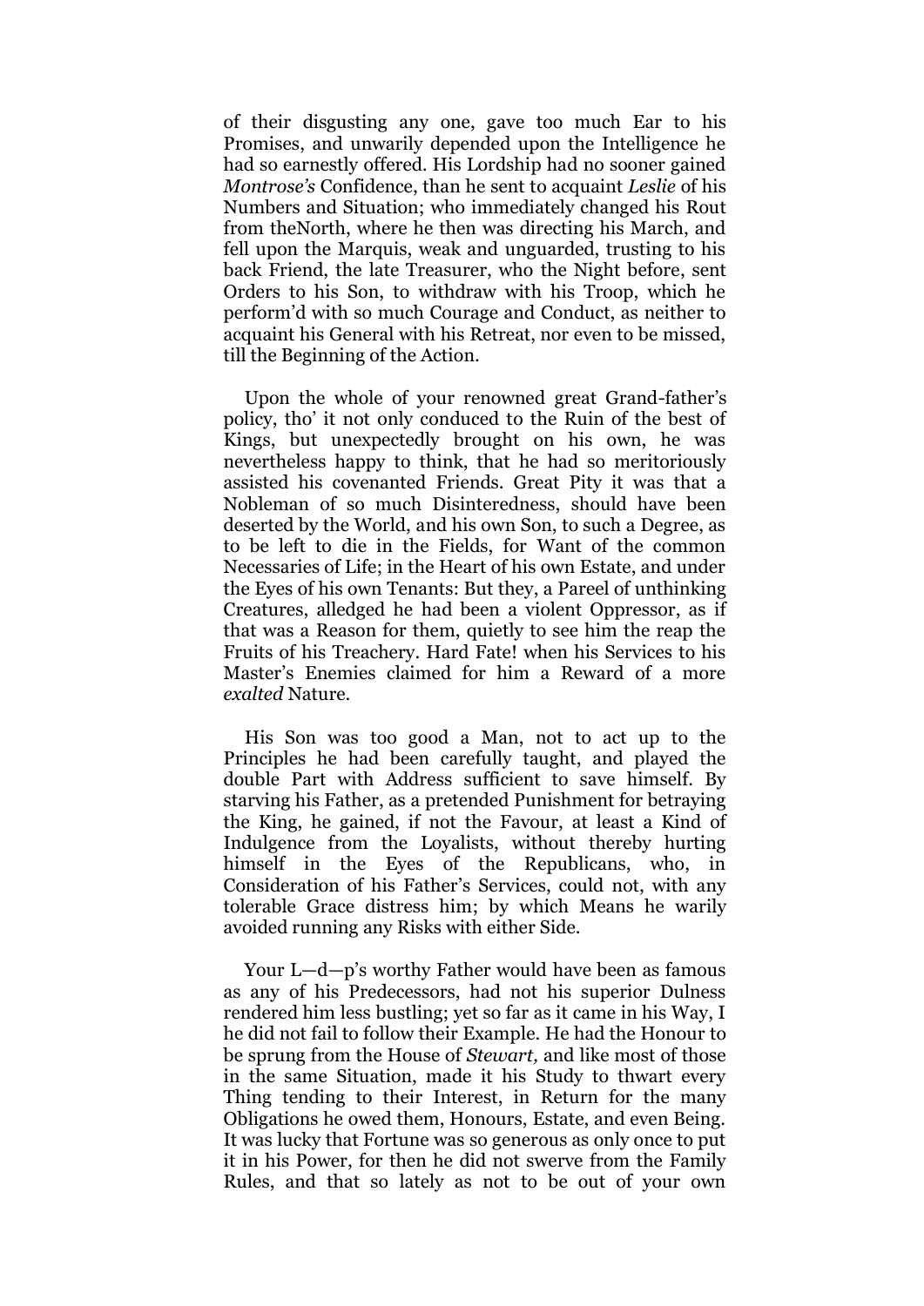of their disgusting any one, gave too much Ear to his Promises, and unwarily depended upon the Intelligence he had so earnestly offered. His Lordship had no sooner gained *Montrose's* Confidence, than he sent to acquaint *Leslie* of his Numbers and Situation; who immediately changed his Rout from theNorth, where he then was directing his March, and fell upon the Marquis, weak and unguarded, trusting to his back Friend, the late Treasurer, who the Night before, sent Orders to his Son, to withdraw with his Troop, which he perform'd with so much Courage and Conduct, as neither to acquaint his General with his Retreat, nor even to be missed, till the Beginning of the Action.

Upon the whole of your renowned great Grand-father's policy, tho' it not only conduced to the Ruin of the best of Kings, but unexpectedly brought on his own, he was nevertheless happy to think, that he had so meritoriously assisted his covenanted Friends. Great Pity it was that a Nobleman of so much Disinteredness, should have been deserted by the World, and his own Son, to such a Degree, as to be left to die in the Fields, for Want of the common Necessaries of Life; in the Heart of his own Estate, and under the Eyes of his own Tenants: But they, a Pareel of unthinking Creatures, alledged he had been a violent Oppressor, as if that was a Reason for them, quietly to see him the reap the Fruits of his Treachery. Hard Fate! when his Services to his Master's Enemies claimed for him a Reward of a more *exalted* Nature.

His Son was too good a Man, not to act up to the Principles he had been carefully taught, and played the double Part with Address sufficient to save himself. By starving his Father, as a pretended Punishment for betraying the King, he gained, if not the Favour, at least a Kind of Indulgence from the Loyalists, without thereby hurting himself in the Eyes of the Republicans, who, in Consideration of his Father's Services, could not, with any tolerable Grace distress him; by which Means he warily avoided running any Risks with either Side.

Your L—d—p's worthy Father would have been as famous as any of his Predecessors, had not his superior Dulness rendered him less bustling; yet so far as it came in his Way, I he did not fail to follow their Example. He had the Honour to be sprung from the House of *Stewart,* and like most of those in the same Situation, made it his Study to thwart every Thing tending to their Interest, in Return for the many Obligations he owed them, Honours, Estate, and even Being. It was lucky that Fortune was so generous as only once to put it in his Power, for then he did not swerve from the Family Rules, and that so lately as not to be out of your own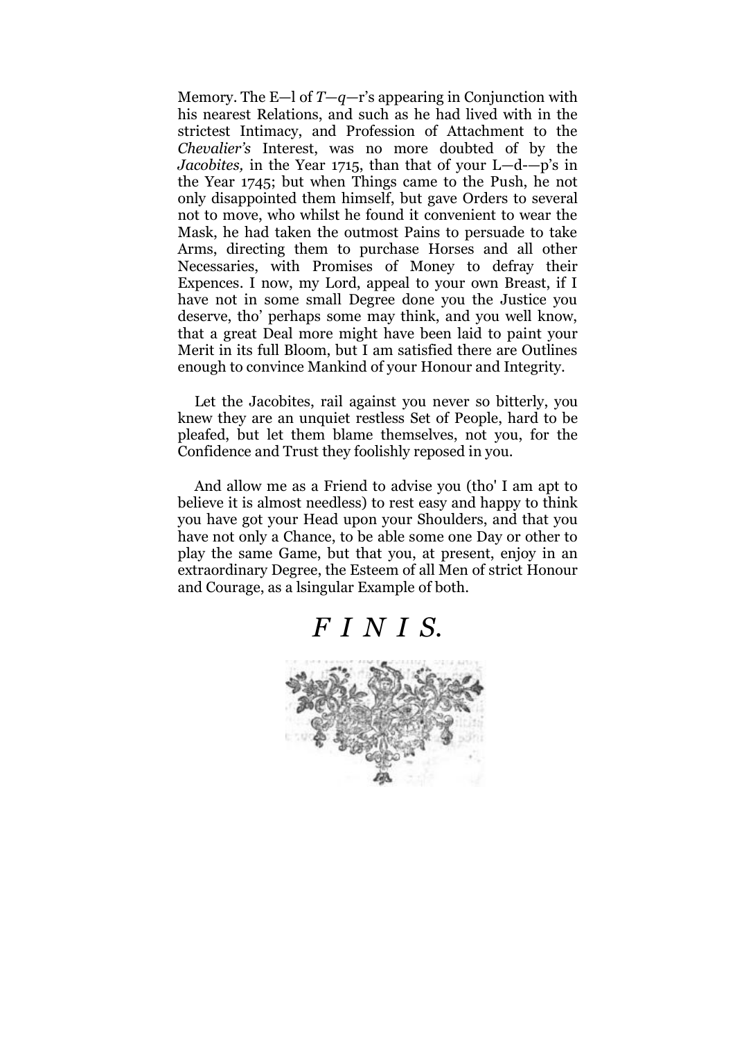Memory. The E—l of *T—q—*r's appearing in Conjunction with his nearest Relations, and such as he had lived with in the strictest Intimacy, and Profession of Attachment to the *Chevalier's* Interest, was no more doubted of by the *Jacobites,* in the Year 1715, than that of your L—d-—p's in the Year 1745; but when Things came to the Push, he not only disappointed them himself, but gave Orders to several not to move, who whilst he found it convenient to wear the Mask, he had taken the outmost Pains to persuade to take Arms, directing them to purchase Horses and all other Necessaries, with Promises of Money to defray their Expences. I now, my Lord, appeal to your own Breast, if I have not in some small Degree done you the Justice you deserve, tho' perhaps some may think, and you well know, that a great Deal more might have been laid to paint your Merit in its full Bloom, but I am satisfied there are Outlines enough to convince Mankind of your Honour and Integrity.

Let the Jacobites, rail against you never so bitterly, you knew they are an unquiet restless Set of People, hard to be pleafed, but let them blame themselves, not you, for the Confidence and Trust they foolishly reposed in you.

And allow me as a Friend to advise you (tho' I am apt to believe it is almost needless) to rest easy and happy to think you have got your Head upon your Shoulders, and that you have not only a Chance, to be able some one Day or other to play the same Game, but that you, at present, enjoy in an extraordinary Degree, the Esteem of all Men of strict Honour and Courage, as a lsingular Example of both.

*F I N I S.*